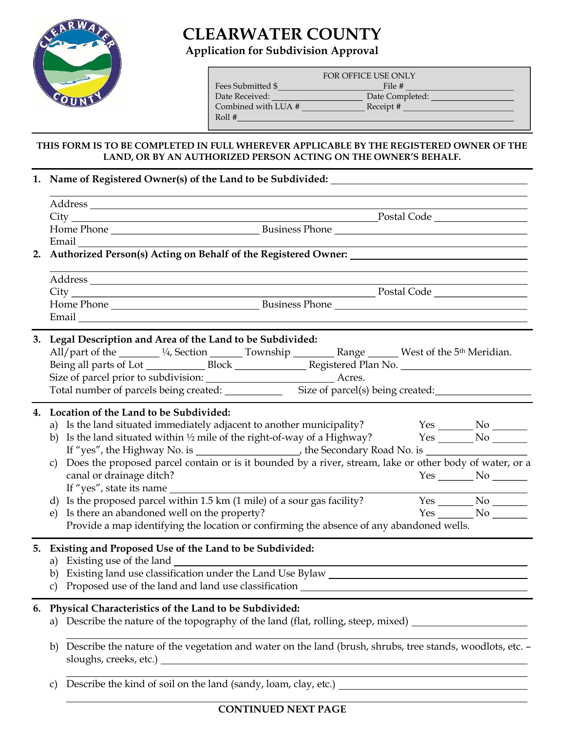# CLEARWATER COUNTY

## Application for Subdivision Approval

| FOR OFFICE USE ONLY | |
|---|---|
| Fees Submitted $ ______ | File # ______ |
| Date Received: ______ | Date Completed: ______ |
| Combined with LUA # ______ | Receipt # ______ |
| Roll # ______ | |

**THIS FORM IS TO BE COMPLETED IN FULL WHEREVER APPLICABLE BY THE REGISTERED OWNER OF THE LAND, OR BY AN AUTHORIZED PERSON ACTING ON THE OWNER'S BEHALF.**

**1. Name of Registered Owner(s) of the Land to be Subdivided:** ______________________

Address ______________________
City ______________________ Postal Code ______________
Home Phone ______________ Business Phone ______________
Email ______________________

**2. Authorized Person(s) Acting on Behalf of the Registered Owner:** ______________________

Address ______________________
City ______________________ Postal Code ______________
Home Phone ______________ Business Phone ______________
Email ______________________

**3. Legal Description and Area of the Land to be Subdivided:**

All/part of the ______ ¼, Section ______ Township ______ Range ______ West of the 5th Meridian.
Being all parts of Lot ______ Block ______ Registered Plan No. ______________
Size of parcel prior to subdivision: ______________ Acres.
Total number of parcels being created: ______ Size of parcel(s) being created: ______________

**4. Location of the Land to be Subdivided:**

a) Is the land situated immediately adjacent to another municipality? Yes ______ No ______
b) Is the land situated within ½ mile of the right-of-way of a Highway? Yes ______ No ______
   If "yes", the Highway No. is ______________, the Secondary Road No. is ______________
c) Does the proposed parcel contain or is it bounded by a river, stream, lake or other body of water, or a canal or drainage ditch? Yes ______ No ______
   If "yes", state its name ______________________
d) Is the proposed parcel within 1.5 km (1 mile) of a sour gas facility? Yes ______ No ______
e) Is there an abandoned well on the property? Yes ______ No ______
   Provide a map identifying the location or confirming the absence of any abandoned wells.

**5. Existing and Proposed Use of the Land to be Subdivided:**

a) Existing use of the land ______________________
b) Existing land use classification under the Land Use Bylaw ______________________
c) Proposed use of the land and land use classification ______________________

**6. Physical Characteristics of the Land to be Subdivided:**

a) Describe the nature of the topography of the land (flat, rolling, steep, mixed) ______________________
______________________
b) Describe the nature of the vegetation and water on the land (brush, shrubs, tree stands, woodlots, etc. – sloughs, creeks, etc.) ______________________
______________________
c) Describe the kind of soil on the land (sandy, loam, clay, etc.) ______________________
______________________

**CONTINUED NEXT PAGE**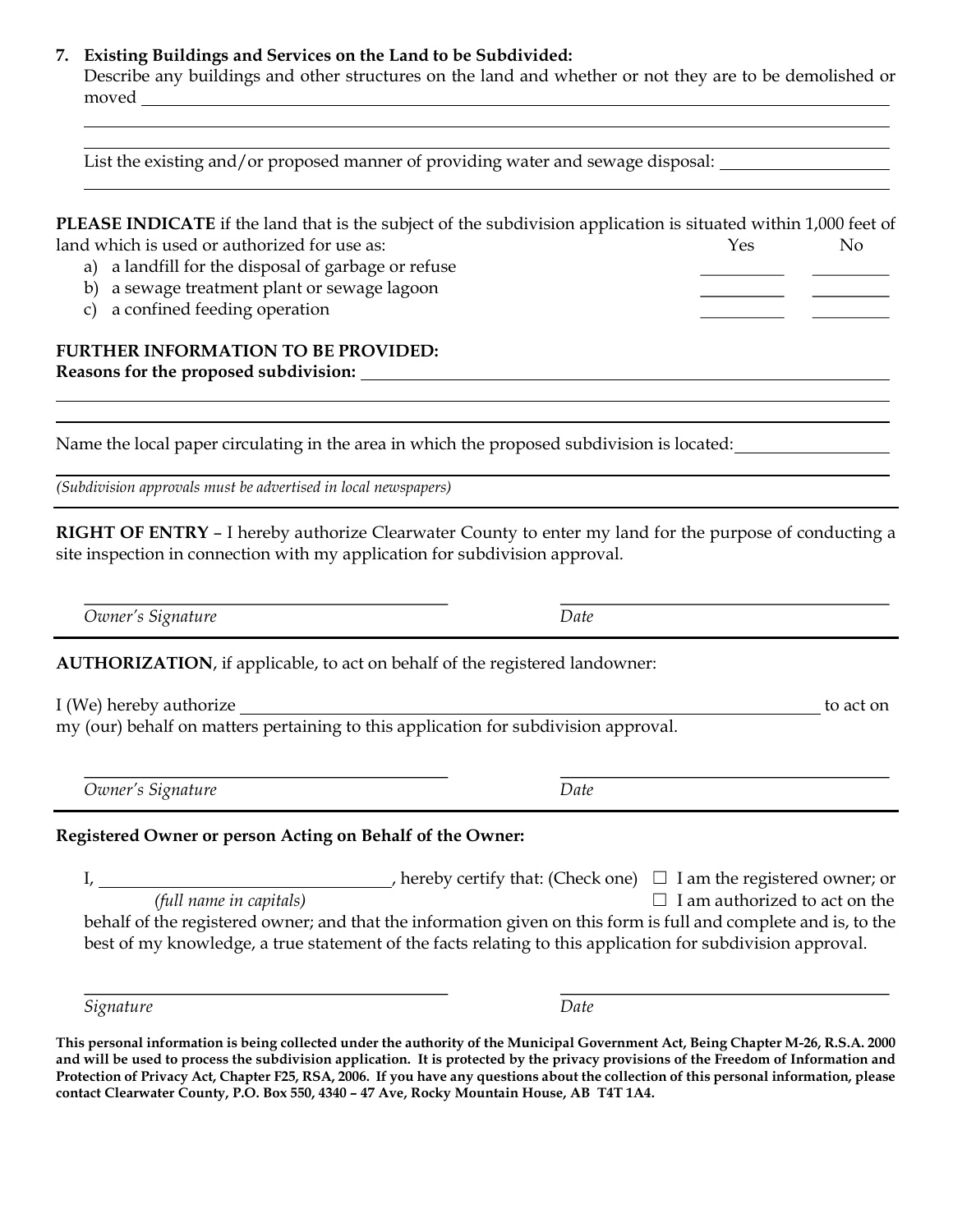**7. Existing Buildings and Services on the Land to be Subdivided:**

Describe any buildings and other structures on the land and whether or not they are to be demolished or moved \_\_\_\_\_\_\_\_\_\_\_\_\_\_\_\_\_\_\_\_\_\_\_\_\_\_\_\_\_\_\_\_\_\_\_\_\_\_\_\_\_\_\_\_\_\_\_\_\_\_\_\_\_\_\_\_\_\_\_\_\_\_\_\_\_\_\_\_\_\_\_\_

\_\_\_\_\_\_\_\_\_\_\_\_\_\_\_\_\_\_\_\_\_\_\_\_\_\_\_\_\_\_\_\_\_\_\_\_\_\_\_\_\_\_\_\_\_\_\_\_\_\_\_\_\_\_\_\_\_\_\_\_\_\_\_\_\_\_\_\_\_\_\_\_\_\_\_\_\_\_\_\_

\_\_\_\_\_\_\_\_\_\_\_\_\_\_\_\_\_\_\_\_\_\_\_\_\_\_\_\_\_\_\_\_\_\_\_\_\_\_\_\_\_\_\_\_\_\_\_\_\_\_\_\_\_\_\_\_\_\_\_\_\_\_\_\_\_\_\_\_\_\_\_\_\_\_\_\_\_\_\_\_

List the existing and/or proposed manner of providing water and sewage disposal: \_\_\_\_\_\_\_\_\_\_\_\_\_\_\_\_\_\_\_\_

\_\_\_\_\_\_\_\_\_\_\_\_\_\_\_\_\_\_\_\_\_\_\_\_\_\_\_\_\_\_\_\_\_\_\_\_\_\_\_\_\_\_\_\_\_\_\_\_\_\_\_\_\_\_\_\_\_\_\_\_\_\_\_\_\_\_\_\_\_\_\_\_\_\_\_\_\_\_\_\_

**PLEASE INDICATE** if the land that is the subject of the subdivision application is situated within 1,000 feet of land which is used or authorized for use as:

| | Yes | No |
|---|---|---|
| a) a landfill for the disposal of garbage or refuse | \_\_\_\_\_\_\_\_ | \_\_\_\_\_\_\_\_ |
| b) a sewage treatment plant or sewage lagoon | \_\_\_\_\_\_\_\_ | \_\_\_\_\_\_\_\_ |
| c) a confined feeding operation | \_\_\_\_\_\_\_\_ | \_\_\_\_\_\_\_\_ |

**FURTHER INFORMATION TO BE PROVIDED:**

**Reasons for the proposed subdivision:** \_\_\_\_\_\_\_\_\_\_\_\_\_\_\_\_\_\_\_\_\_\_\_\_\_\_\_\_\_\_\_\_\_\_\_\_\_\_\_\_\_\_\_\_\_\_\_\_\_\_\_\_\_\_\_\_

\_\_\_\_\_\_\_\_\_\_\_\_\_\_\_\_\_\_\_\_\_\_\_\_\_\_\_\_\_\_\_\_\_\_\_\_\_\_\_\_\_\_\_\_\_\_\_\_\_\_\_\_\_\_\_\_\_\_\_\_\_\_\_\_\_\_\_\_\_\_\_\_\_\_\_\_\_\_\_\_

\_\_\_\_\_\_\_\_\_\_\_\_\_\_\_\_\_\_\_\_\_\_\_\_\_\_\_\_\_\_\_\_\_\_\_\_\_\_\_\_\_\_\_\_\_\_\_\_\_\_\_\_\_\_\_\_\_\_\_\_\_\_\_\_\_\_\_\_\_\_\_\_\_\_\_\_\_\_\_\_

Name the local paper circulating in the area in which the proposed subdivision is located: \_\_\_\_\_\_\_\_\_\_\_\_\_\_\_\_\_\_

\_\_\_\_\_\_\_\_\_\_\_\_\_\_\_\_\_\_\_\_\_\_\_\_\_\_\_\_\_\_\_\_\_\_\_\_\_\_\_\_\_\_\_\_\_\_\_\_\_\_\_\_\_\_\_\_\_\_\_\_\_\_\_\_\_\_\_\_\_\_\_\_\_\_\_\_\_\_\_\_

*(Subdivision approvals must be advertised in local newspapers)*

---

**RIGHT OF ENTRY** – I hereby authorize Clearwater County to enter my land for the purpose of conducting a site inspection in connection with my application for subdivision approval.

\_\_\_\_\_\_\_\_\_\_\_\_\_\_\_\_\_\_\_\_\_\_\_\_\_\_\_\_\_\_\_\_\_\_\_\_ \_\_\_\_\_\_\_\_\_\_\_\_\_\_\_\_\_\_\_\_\_\_\_\_\_\_\_\_\_\_\_\_\_\_\_\_

*Owner's Signature* *Date*

---

**AUTHORIZATION**, if applicable, to act on behalf of the registered landowner:

I (We) hereby authorize \_\_\_\_\_\_\_\_\_\_\_\_\_\_\_\_\_\_\_\_\_\_\_\_\_\_\_\_\_\_\_\_\_\_\_\_\_\_\_\_\_\_\_\_\_\_\_\_\_\_\_\_\_\_\_\_\_\_ to act on my (our) behalf on matters pertaining to this application for subdivision approval.

\_\_\_\_\_\_\_\_\_\_\_\_\_\_\_\_\_\_\_\_\_\_\_\_\_\_\_\_\_\_\_\_\_\_\_\_ \_\_\_\_\_\_\_\_\_\_\_\_\_\_\_\_\_\_\_\_\_\_\_\_\_\_\_\_\_\_\_\_\_\_\_\_

*Owner's Signature* *Date*

---

**Registered Owner or person Acting on Behalf of the Owner:**

I, \_\_\_\_\_\_\_\_\_\_\_\_\_\_\_\_\_\_\_\_\_\_\_\_\_\_\_\_\_\_, hereby certify that: (Check one) ☐ I am the registered owner; or
*(full name in capitals)* ☐ I am authorized to act on the behalf of the registered owner; and that the information given on this form is full and complete and is, to the best of my knowledge, a true statement of the facts relating to this application for subdivision approval.

\_\_\_\_\_\_\_\_\_\_\_\_\_\_\_\_\_\_\_\_\_\_\_\_\_\_\_\_\_\_\_\_\_\_\_\_ \_\_\_\_\_\_\_\_\_\_\_\_\_\_\_\_\_\_\_\_\_\_\_\_\_\_\_\_\_\_\_\_\_\_\_\_

*Signature* *Date*

**This personal information is being collected under the authority of the Municipal Government Act, Being Chapter M-26, R.S.A. 2000 and will be used to process the subdivision application. It is protected by the privacy provisions of the Freedom of Information and Protection of Privacy Act, Chapter F25, RSA, 2006. If you have any questions about the collection of this personal information, please contact Clearwater County, P.O. Box 550, 4340 – 47 Ave, Rocky Mountain House, AB T4T 1A4.**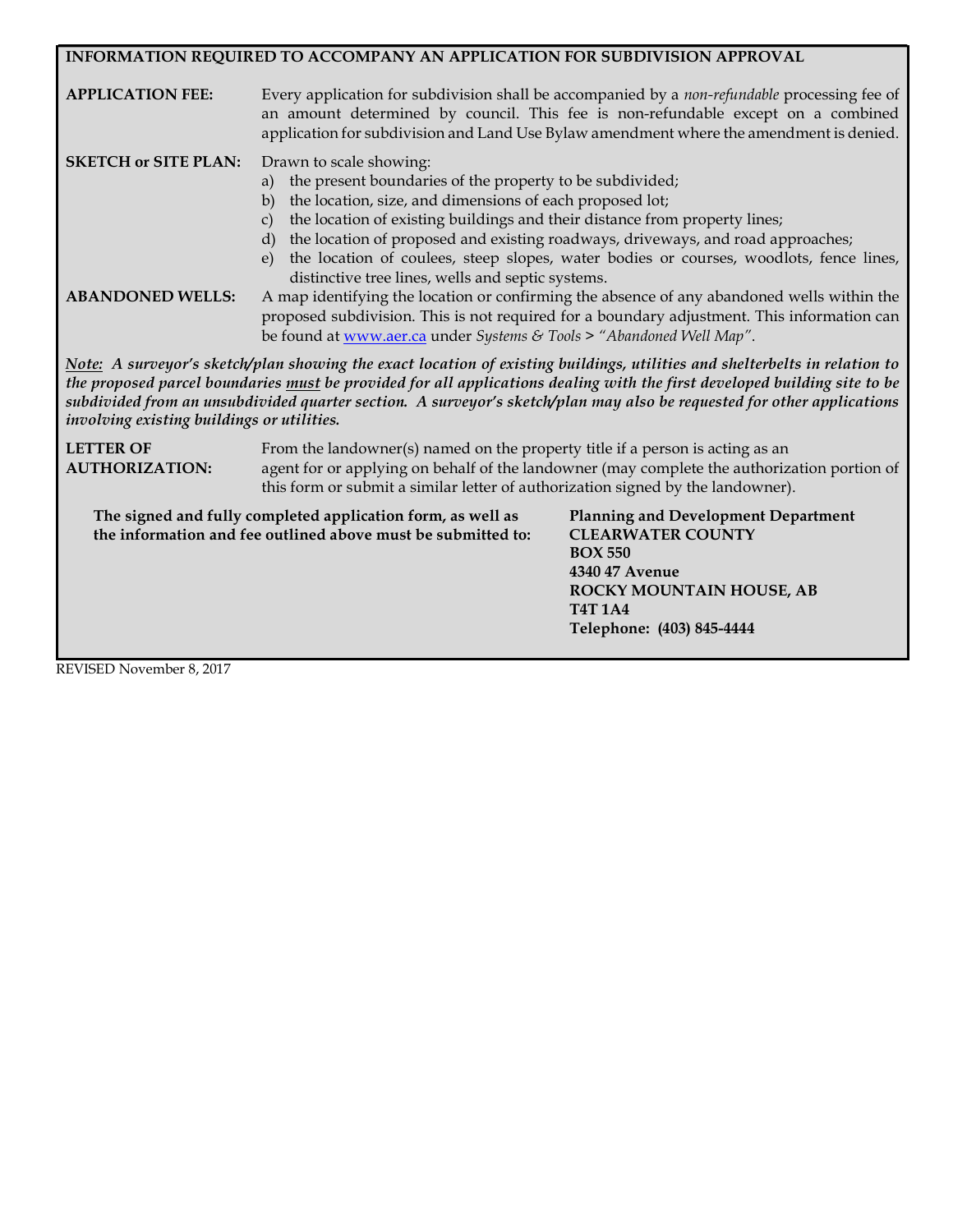## INFORMATION REQUIRED TO ACCOMPANY AN APPLICATION FOR SUBDIVISION APPROVAL

**APPLICATION FEE:** Every application for subdivision shall be accompanied by a *non-refundable* processing fee of an amount determined by council. This fee is non-refundable except on a combined application for subdivision and Land Use Bylaw amendment where the amendment is denied.

**SKETCH or SITE PLAN:** Drawn to scale showing:

a) the present boundaries of the property to be subdivided;
b) the location, size, and dimensions of each proposed lot;
c) the location of existing buildings and their distance from property lines;
d) the location of proposed and existing roadways, driveways, and road approaches;
e) the location of coulees, steep slopes, water bodies or courses, woodlots, fence lines, distinctive tree lines, wells and septic systems.

**ABANDONED WELLS:** A map identifying the location or confirming the absence of any abandoned wells within the proposed subdivision. This is not required for a boundary adjustment. This information can be found at www.aer.ca under *Systems & Tools* > *"Abandoned Well Map"*.

***Note:*** ***A surveyor's sketch/plan showing the exact location of existing buildings, utilities and shelterbelts in relation to the proposed parcel boundaries must be provided for all applications dealing with the first developed building site to be subdivided from an unsubdivided quarter section. A surveyor's sketch/plan may also be requested for other applications involving existing buildings or utilities.***

**LETTER OF AUTHORIZATION:** From the landowner(s) named on the property title if a person is acting as an agent for or applying on behalf of the landowner (may complete the authorization portion of this form or submit a similar letter of authorization signed by the landowner).

**The signed and fully completed application form, as well as the information and fee outlined above must be submitted to:**

**Planning and Development Department**
**CLEARWATER COUNTY**
**BOX 550**
**4340 47 Avenue**
**ROCKY MOUNTAIN HOUSE, AB**
**T4T 1A4**
**Telephone: (403) 845-4444**

REVISED November 8, 2017